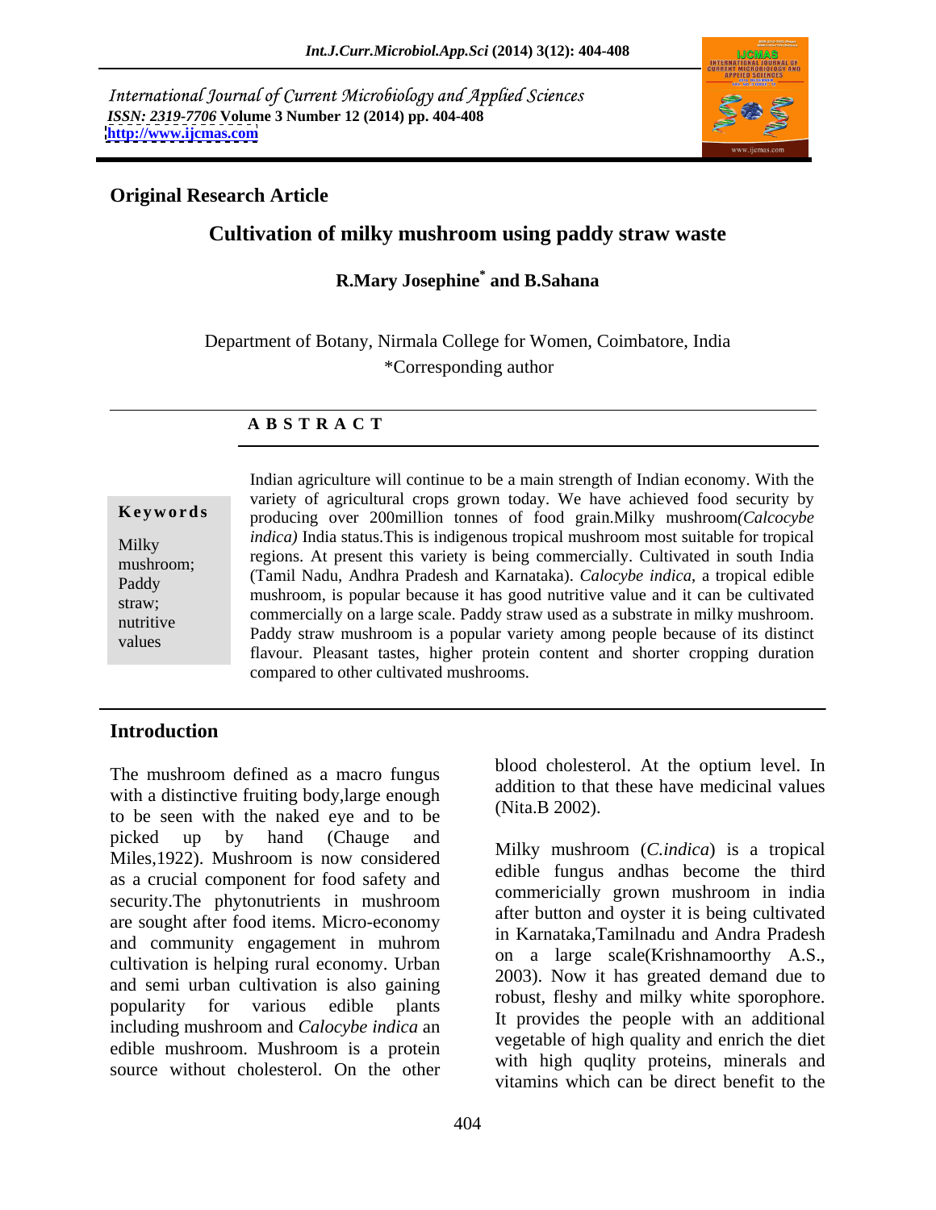International Journal of Current Microbiology and Applied Sciences
*ISSN: 2319-7706* **Volume 3 Number 12 (2014) pp. 404-408**
**http://www.ijcmas.com**

**Original Research Article**

# Cultivation of milky mushroom using paddy straw waste

**R.Mary Josephine[*] and B.Sahana**

Department of Botany, Nirmala College for Women, Coimbatore, India
*Corresponding author

## A B S T R A C T

**Keywords**

Milky mushroom; Paddy straw; nutritive values

Indian agriculture will continue to be a main strength of Indian economy. With the variety of agricultural crops grown today. We have achieved food security by producing over 200million tonnes of food grain.Milky mushroom*(Calcocybe indica)* India status.This is indigenous tropical mushroom most suitable for tropical regions. At present this variety is being commercially. Cultivated in south India (Tamil Nadu, Andhra Pradesh and Karnataka). *Calocybe indica*, a tropical edible mushroom, is popular because it has good nutritive value and it can be cultivated commercially on a large scale. Paddy straw used as a substrate in milky mushroom. Paddy straw mushroom is a popular variety among people because of its distinct flavour. Pleasant tastes, higher protein content and shorter cropping duration compared to other cultivated mushrooms.

## Introduction

The mushroom defined as a macro fungus with a distinctive fruiting body,large enough to be seen with the naked eye and to be picked up by hand (Chauge and Miles,1922). Mushroom is now considered as a crucial component for food safety and security.The phytonutrients in mushroom are sought after food items. Micro-economy and community engagement in muhrom cultivation is helping rural economy. Urban and semi urban cultivation is also gaining popularity for various edible plants including mushroom and *Calocybe indica* an edible mushroom. Mushroom is a protein source without cholesterol. On the other blood cholesterol. At the optium level. In addition to that these have medicinal values (Nita.B 2002).

Milky mushroom (*C.indica*) is a tropical edible fungus andhas become the third commericially grown mushroom in india after button and oyster it is being cultivated in Karnataka,Tamilnadu and Andra Pradesh on a large scale(Krishnamoorthy A.S., 2003). Now it has greated demand due to robust, fleshy and milky white sporophore. It provides the people with an additional vegetable of high quality and enrich the diet with high quqlity proteins, minerals and vitamins which can be direct benefit to the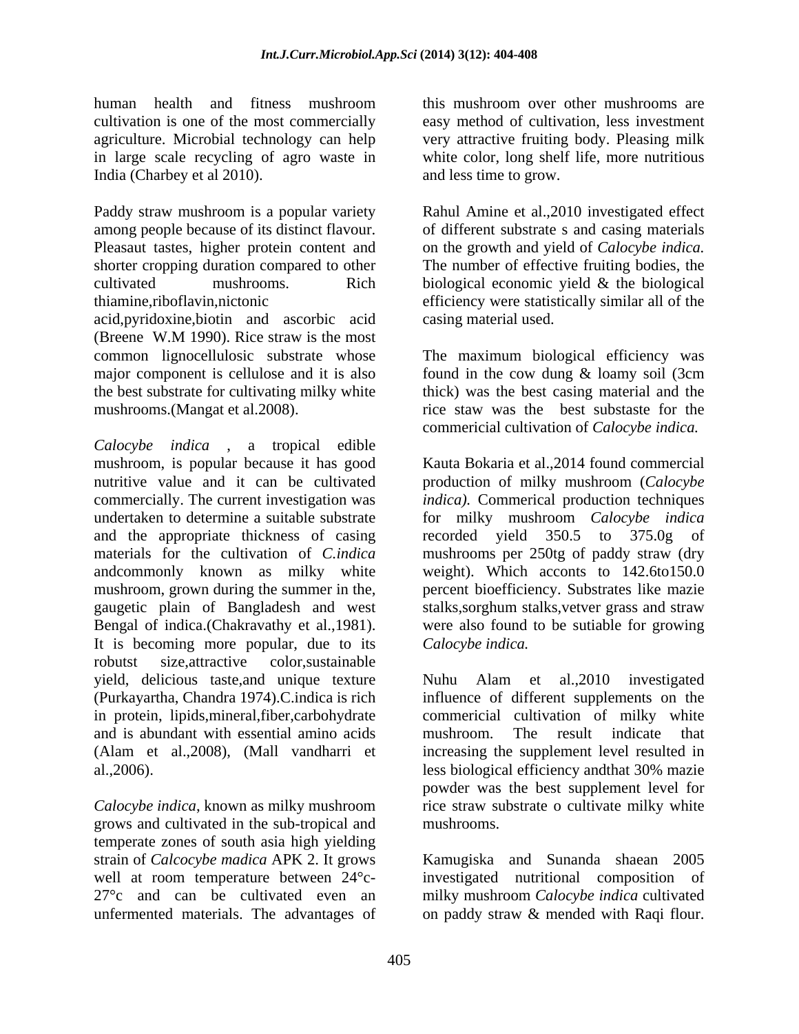human health and fitness mushroom cultivation is one of the most commercially agriculture. Microbial technology can help in large scale recycling of agro waste in India (Charbey et al 2010).

Paddy straw mushroom is a popular variety among people because of its distinct flavour. Pleasaut tastes, higher protein content and shorter cropping duration compared to other cultivated mushrooms. Rich thiamine,riboflavin,nictonic acid,pyridoxine,biotin and ascorbic acid (Breene W.M 1990). Rice straw is the most common lignocellulosic substrate whose major component is cellulose and it is also the best substrate for cultivating milky white mushrooms.(Mangat et al.2008).

*Calocybe indica* , a tropical edible mushroom, is popular because it has good nutritive value and it can be cultivated commercially. The current investigation was undertaken to determine a suitable substrate and the appropriate thickness of casing materials for the cultivation of *C.indica* andcommonly known as milky white mushroom, grown during the summer in the, gaugetic plain of Bangladesh and west Bengal of indica.(Chakravathy et al.,1981). It is becoming more popular, due to its robutst size,attractive color,sustainable yield, delicious taste,and unique texture (Purkayartha, Chandra 1974).C.indica is rich in protein, lipids,mineral,fiber,carbohydrate and is abundant with essential amino acids (Alam et al.,2008), (Mall vandharri et al.,2006).

*Calocybe indica*, known as milky mushroom grows and cultivated in the sub-tropical and temperate zones of south asia high yielding strain of *Calcocybe madica* APK 2. It grows well at room temperature between 24°c-27°c and can be cultivated even an unfermented materials. The advantages of this mushroom over other mushrooms are easy method of cultivation, less investment very attractive fruiting body. Pleasing milk white color, long shelf life, more nutritious and less time to grow.

Rahul Amine et al.,2010 investigated effect of different substrate s and casing materials on the growth and yield of *Calocybe indica.* The number of effective fruiting bodies, the biological economic yield & the biological efficiency were statistically similar all of the casing material used.

The maximum biological efficiency was found in the cow dung & loamy soil (3cm thick) was the best casing material and the rice staw was the best substaste for the commericial cultivation of *Calocybe indica.*

Kauta Bokaria et al.,2014 found commercial production of milky mushroom (*Calocybe indica).* Commerical production techniques for milky mushroom *Calocybe indica* recorded yield 350.5 to 375.0g of mushrooms per 250tg of paddy straw (dry weight). Which acconts to 142.6to150.0 percent bioefficiency. Substrates like mazie stalks,sorghum stalks,vetver grass and straw were also found to be sutiable for growing *Calocybe indica.*

Nuhu Alam et al.,2010 investigated influence of different supplements on the commericial cultivation of milky white mushroom. The result indicate that increasing the supplement level resulted in less biological efficiency andthat 30% mazie powder was the best supplement level for rice straw substrate o cultivate milky white mushrooms.

Kamugiska and Sunanda shaean 2005 investigated nutritional composition of milky mushroom *Calocybe indica* cultivated on paddy straw & mended with Raqi flour.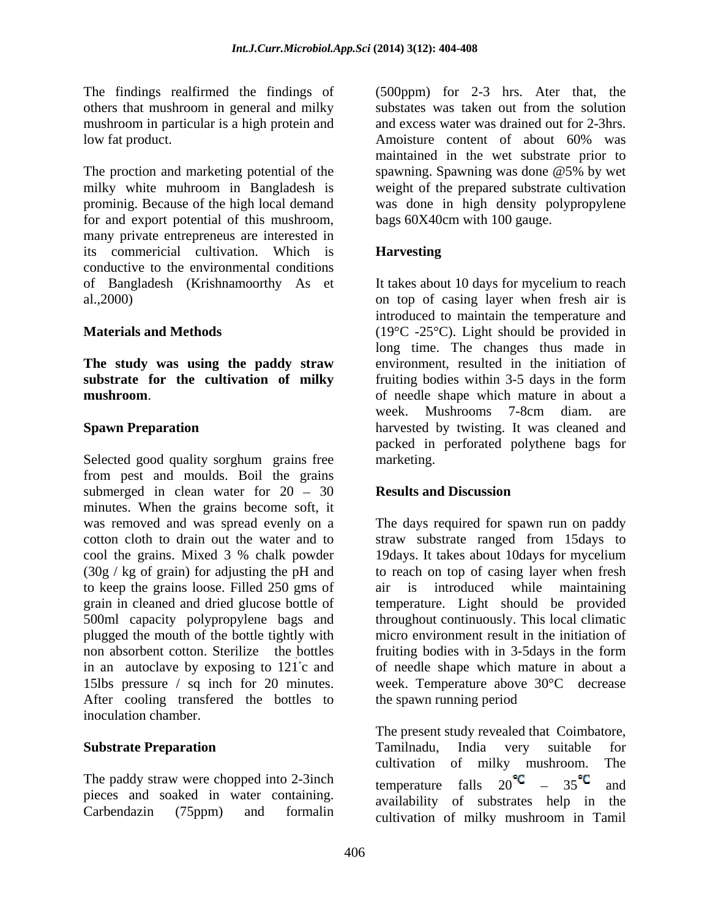The findings realfirmed the findings of others that mushroom in general and milky mushroom in particular is a high protein and low fat product.

The proction and marketing potential of the milky white muhroom in Bangladesh is prominig. Because of the high local demand for and export potential of this mushroom, many private entrepreneus are interested in its commericial cultivation. Which is conductive to the environmental conditions of Bangladesh (Krishnamoorthy As et al.,2000)

## Materials and Methods

**The study was using the paddy straw substrate for the cultivation of milky mushroom**.

### Spawn Preparation

Selected good quality sorghum grains free from pest and moulds. Boil the grains submerged in clean water for 20 – 30 minutes. When the grains become soft, it was removed and was spread evenly on a cotton cloth to drain out the water and to cool the grains. Mixed 3 % chalk powder (30g / kg of grain) for adjusting the pH and to keep the grains loose. Filled 250 gms of grain in cleaned and dried glucose bottle of 500ml capacity polypropylene bags and plugged the mouth of the bottle tightly with non absorbent cotton. Sterilize the bottles in an autoclave by exposing to 121˚c and 15lbs pressure / sq inch for 20 minutes. After cooling transfered the bottles to inoculation chamber.

### Substrate Preparation

The paddy straw were chopped into 2-3inch pieces and soaked in water containing. Carbendazin (75ppm) and formalin (500ppm) for 2-3 hrs. Ater that, the substates was taken out from the solution and excess water was drained out for 2-3hrs. Amoisture content of about 60% was maintained in the wet substrate prior to spawning. Spawning was done @5% by wet weight of the prepared substrate cultivation was done in high density polypropylene bags 60X40cm with 100 gauge.

### Harvesting

It takes about 10 days for mycelium to reach on top of casing layer when fresh air is introduced to maintain the temperature and (19°C -25°C). Light should be provided in long time. The changes thus made in environment, resulted in the initiation of fruiting bodies within 3-5 days in the form of needle shape which mature in about a week. Mushrooms 7-8cm diam. are harvested by twisting. It was cleaned and packed in perforated polythene bags for marketing.

## Results and Discussion

The days required for spawn run on paddy straw substrate ranged from 15days to 19days. It takes about 10days for mycelium to reach on top of casing layer when fresh air is introduced while maintaining temperature. Light should be provided throughout continuously. This local climatic micro environment result in the initiation of fruiting bodies with in 3-5days in the form of needle shape which mature in about a week. Temperature above 30°C decrease the spawn running period

The present study revealed that Coimbatore, Tamilnadu, India very suitable for cultivation of milky mushroom. The temperature falls 20°C – 35°C and availability of substrates help in the cultivation of milky mushroom in Tamil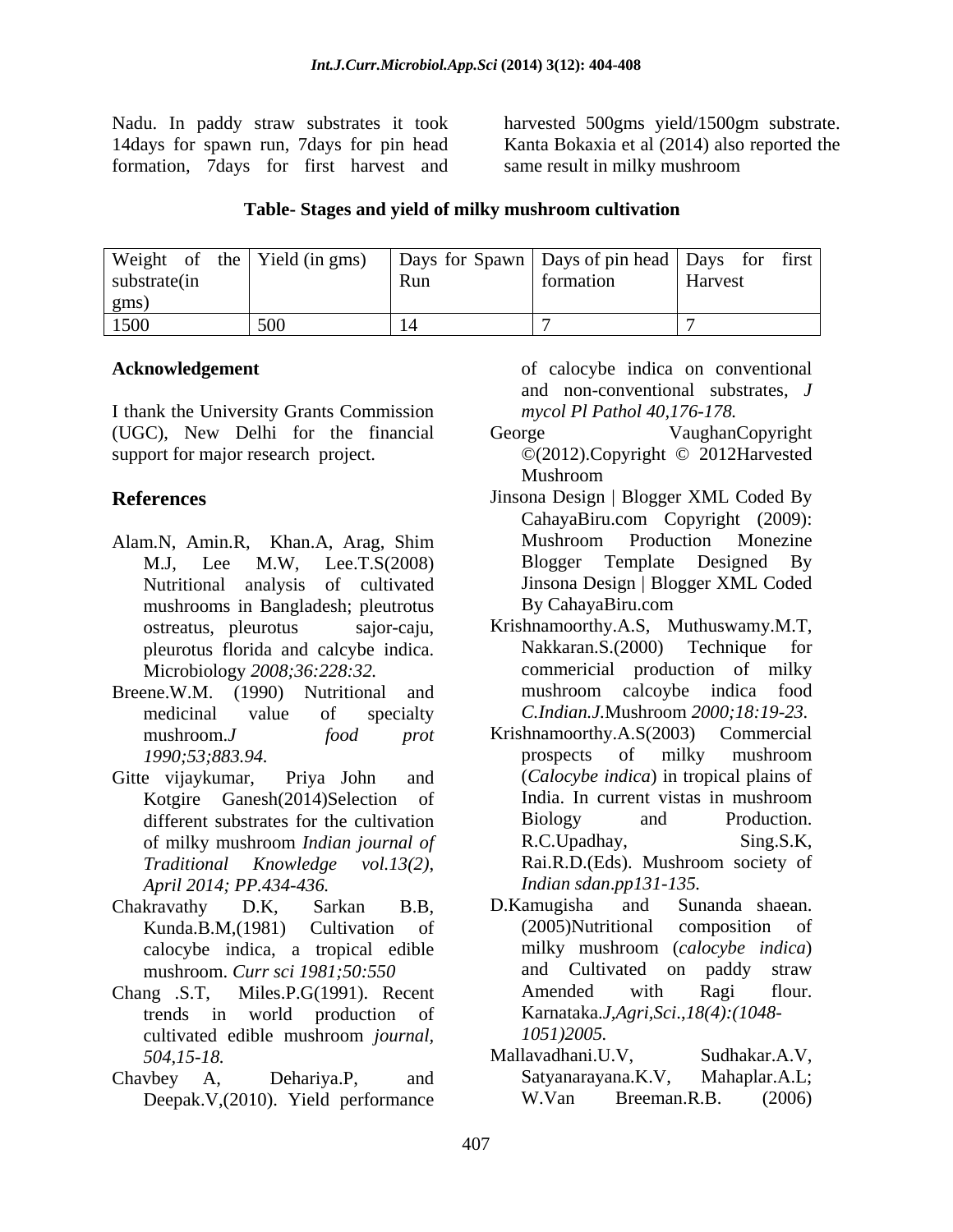Nadu. In paddy straw substrates it took 14days for spawn run, 7days for pin head formation, 7days for first harvest and harvested 500gms yield/1500gm substrate. Kanta Bokaxia et al (2014) also reported the same result in milky mushroom

**Table- Stages and yield of milky mushroom cultivation**

| Weight of the substrate(in gms) | Yield (in gms) | Days for Spawn Run | Days of pin head formation | Days for first Harvest |
|---|---|---|---|---|
| 1500 | 500 | 14 | 7 | 7 |

## Acknowledgement

I thank the University Grants Commission (UGC), New Delhi for the financial support for major research project.

## References

Alam.N, Amin.R, Khan.A, Arag, Shim M.J, Lee M.W, Lee.T.S(2008) Nutritional analysis of cultivated mushrooms in Bangladesh; pleutrotus ostreatus, pleurotus sajor-caju, pleurotus florida and calcybe indica. Microbiology *2008;36:228:32.*

Breene.W.M. (1990) Nutritional and medicinal value of specialty mushroom.*J food prot 1990;53;883.94.*

Gitte vijaykumar, Priya John and Kotgire Ganesh(2014)Selection of different substrates for the cultivation of milky mushroom *Indian journal of Traditional Knowledge vol.13(2), April 2014; PP.434-436.*

Chakravathy D.K, Sarkan B.B, Kunda.B.M,(1981) Cultivation of calocybe indica, a tropical edible mushroom. *Curr sci 1981;50:550*

Chang .S.T, Miles.P.G(1991). Recent trends in world production of cultivated edible mushroom *journal, 504,15-18.*

Chavbey A, Dehariya.P, and Deepak.V,(2010). Yield performance of calocybe indica on conventional and non-conventional substrates, *J mycol Pl Pathol 40,176-178.*

George VaughanCopyright ©(2012).Copyright © 2012Harvested Mushroom

Jinsona Design | Blogger XML Coded By CahayaBiru.com Copyright (2009): Mushroom Production Monezine Blogger Template Designed By Jinsona Design | Blogger XML Coded By CahayaBiru.com

Krishnamoorthy.A.S, Muthuswamy.M.T, Nakkaran.S.(2000) Technique for commericial production of milky mushroom calcoybe indica food *C.Indian.J.*Mushroom *2000;18:19-23.*

Krishnamoorthy.A.S(2003) Commercial prospects of milky mushroom (*Calocybe indica*) in tropical plains of India. In current vistas in mushroom Biology and Production. R.C.Upadhay, Sing.S.K, Rai.R.D.(Eds). Mushroom society of *Indian sdan.pp131-135.*

D.Kamugisha and Sunanda shaean. (2005)Nutritional composition of milky mushroom (*calocybe indica*) and Cultivated on paddy straw Amended with Ragi flour. Karnataka.*J,Agri,Sci.,18(4):(1048-1051)2005.*

Mallavadhani.U.V, Sudhakar.A.V, Satyanarayana.K.V, Mahaplar.A.L; W.Van Breeman.R.B. (2006)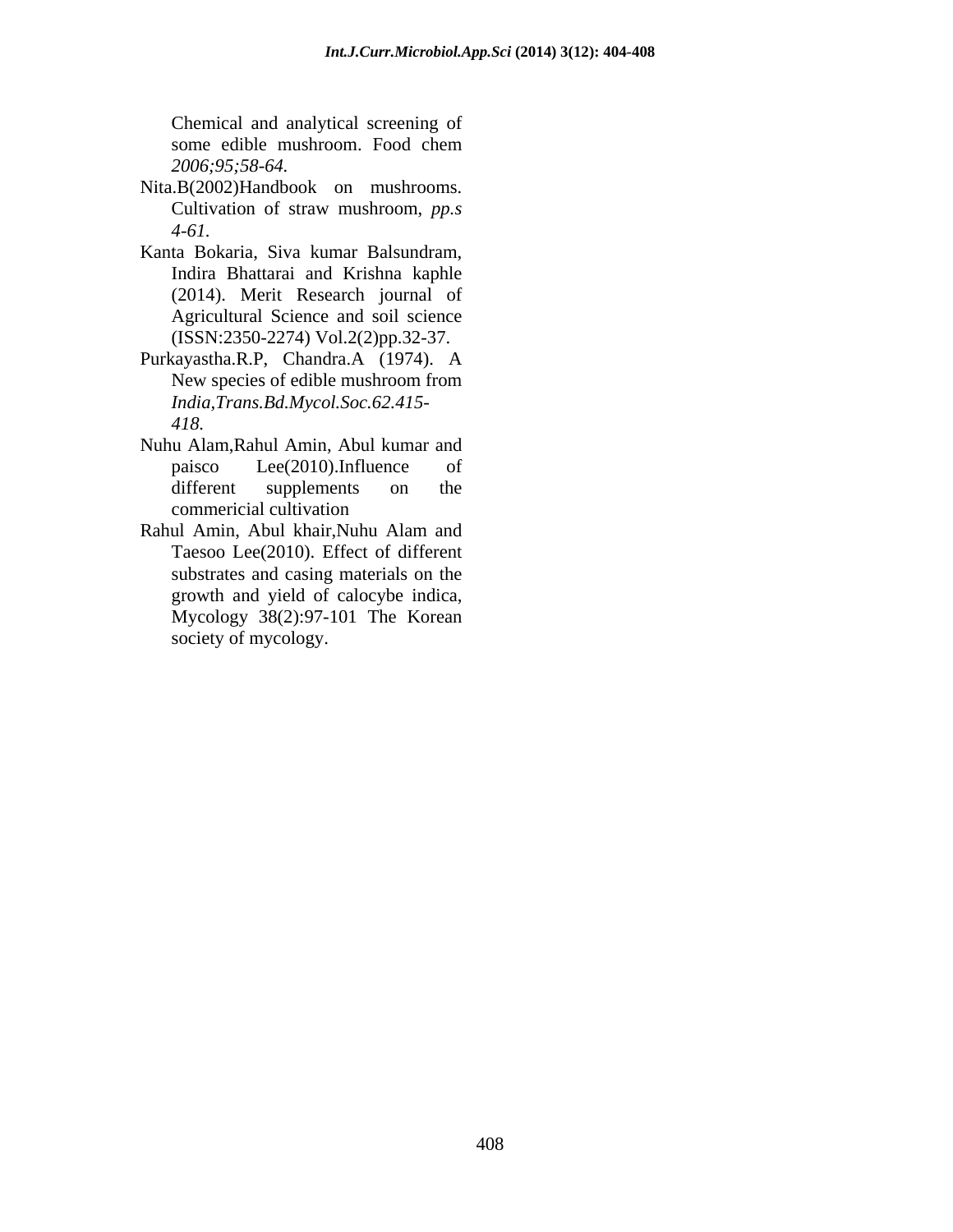Chemical and analytical screening of some edible mushroom. Food chem *2006;95;58-64.*

Nita.B(2002)Handbook on mushrooms. Cultivation of straw mushroom, *pp.s 4-61.*

Kanta Bokaria, Siva kumar Balsundram, Indira Bhattarai and Krishna kaphle (2014). Merit Research journal of Agricultural Science and soil science (ISSN:2350-2274) Vol.2(2)pp.32-37.

Purkayastha.R.P, Chandra.A (1974). A New species of edible mushroom from *India,Trans.Bd.Mycol.Soc.62.415-418.*

Nuhu Alam,Rahul Amin, Abul kumar and paisco Lee(2010).Influence of different supplements on the commericial cultivation

Rahul Amin, Abul khair,Nuhu Alam and Taesoo Lee(2010). Effect of different substrates and casing materials on the growth and yield of calocybe indica, Mycology 38(2):97-101 The Korean society of mycology.